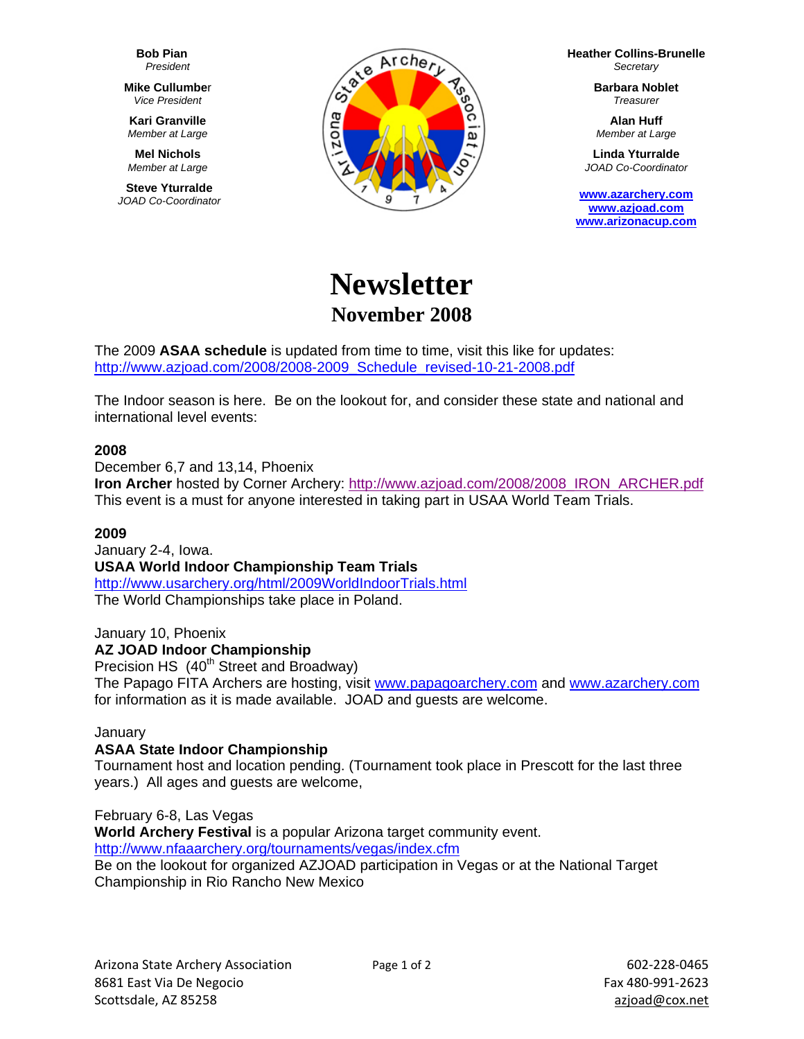**Bob Pian**
*President*

**Mike Cullumber**
*Vice President*

**Kari Granville**
*Member at Large*

**Mel Nichols**
*Member at Large*

**Steve Yturralde**
*JOAD Co-Coordinator*

**Heather Collins-Brunelle**
*Secretary*

**Barbara Noblet**
*Treasurer*

**Alan Huff**
*Member at Large*

**Linda Yturralde**
*JOAD Co-Coordinator*

**www.azarchery.com**
**www.azjoad.com**
**www.arizonacup.com**

# Newsletter

## November 2008

The 2009 **ASAA schedule** is updated from time to time, visit this like for updates: http://www.azjoad.com/2008/2008-2009_Schedule_revised-10-21-2008.pdf

The Indoor season is here. Be on the lookout for, and consider these state and national and international level events:

**2008**
December 6,7 and 13,14, Phoenix
**Iron Archer** hosted by Corner Archery: http://www.azjoad.com/2008/2008_IRON_ARCHER.pdf
This event is a must for anyone interested in taking part in USAA World Team Trials.

**2009**
January 2-4, Iowa.
**USAA World Indoor Championship Team Trials**
http://www.usarchery.org/html/2009WorldIndoorTrials.html
The World Championships take place in Poland.

January 10, Phoenix
**AZ JOAD Indoor Championship**
Precision HS (40th Street and Broadway)
The Papago FITA Archers are hosting, visit www.papagoarchery.com and www.azarchery.com for information as it is made available. JOAD and guests are welcome.

January
**ASAA State Indoor Championship**
Tournament host and location pending. (Tournament took place in Prescott for the last three years.) All ages and guests are welcome,

February 6-8, Las Vegas
**World Archery Festival** is a popular Arizona target community event.
http://www.nfaaarchery.org/tournaments/vegas/index.cfm
Be on the lookout for organized AZJOAD participation in Vegas or at the National Target Championship in Rio Rancho New Mexico

Arizona State Archery Association
8681 East Via De Negocio
Scottsdale, AZ 85258

602-228-0465
Fax 480-991-2623
azjoad@cox.net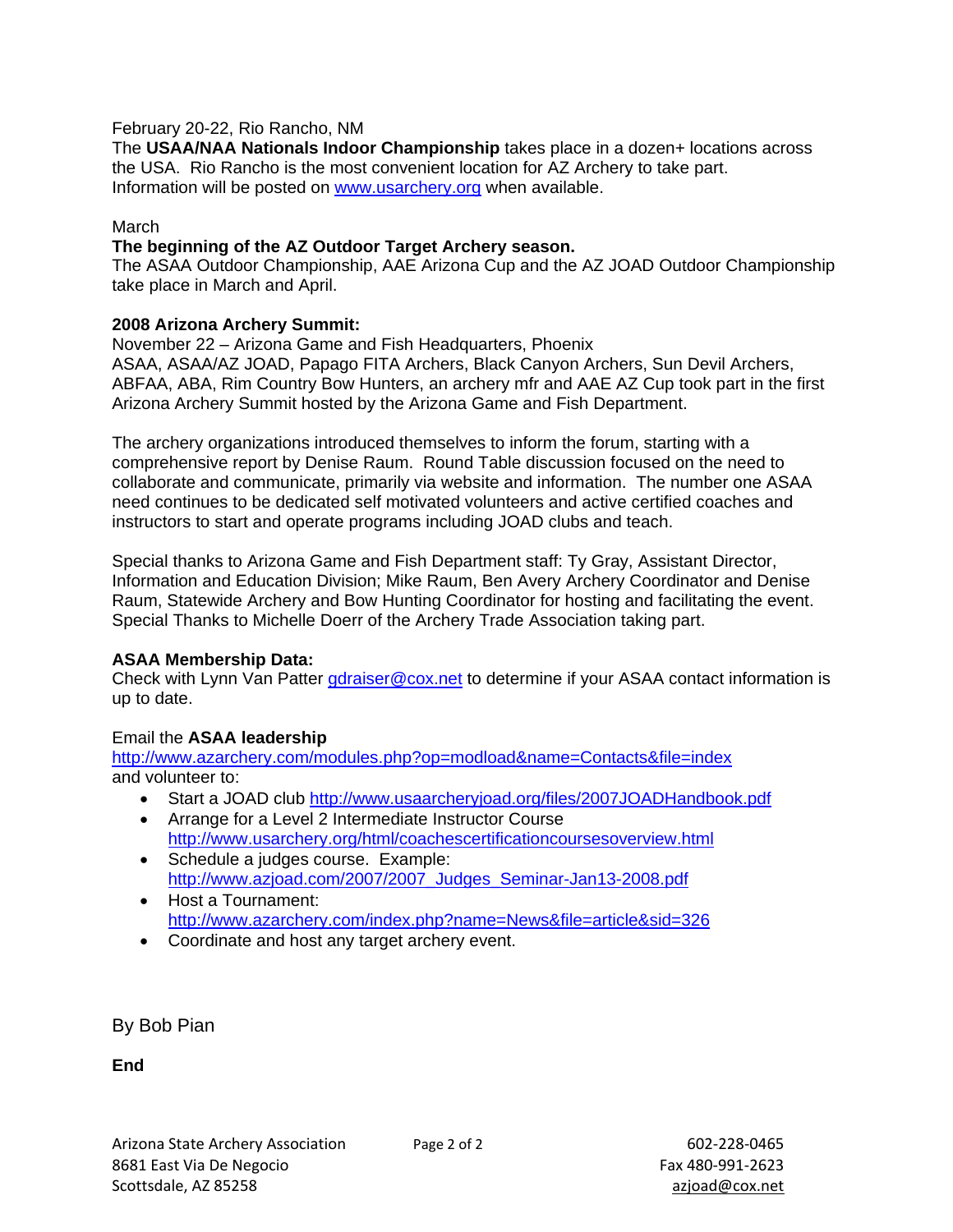February 20-22, Rio Rancho, NM
The **USAA/NAA Nationals Indoor Championship** takes place in a dozen+ locations across the USA. Rio Rancho is the most convenient location for AZ Archery to take part. Information will be posted on www.usarchery.org when available.

March
**The beginning of the AZ Outdoor Target Archery season.**
The ASAA Outdoor Championship, AAE Arizona Cup and the AZ JOAD Outdoor Championship take place in March and April.

**2008 Arizona Archery Summit:**
November 22 – Arizona Game and Fish Headquarters, Phoenix
ASAA, ASAA/AZ JOAD, Papago FITA Archers, Black Canyon Archers, Sun Devil Archers, ABFAA, ABA, Rim Country Bow Hunters, an archery mfr and AAE AZ Cup took part in the first Arizona Archery Summit hosted by the Arizona Game and Fish Department.

The archery organizations introduced themselves to inform the forum, starting with a comprehensive report by Denise Raum. Round Table discussion focused on the need to collaborate and communicate, primarily via website and information. The number one ASAA need continues to be dedicated self motivated volunteers and active certified coaches and instructors to start and operate programs including JOAD clubs and teach.

Special thanks to Arizona Game and Fish Department staff: Ty Gray, Assistant Director, Information and Education Division; Mike Raum, Ben Avery Archery Coordinator and Denise Raum, Statewide Archery and Bow Hunting Coordinator for hosting and facilitating the event. Special Thanks to Michelle Doerr of the Archery Trade Association taking part.

**ASAA Membership Data:**
Check with Lynn Van Patter gdraiser@cox.net to determine if your ASAA contact information is up to date.

Email the **ASAA leadership**
http://www.azarchery.com/modules.php?op=modload&name=Contacts&file=index
and volunteer to:

- Start a JOAD club http://www.usaarcheryjoad.org/files/2007JOADHandbook.pdf
- Arrange for a Level 2 Intermediate Instructor Course http://www.usarchery.org/html/coachescertificationcoursesoverview.html
- Schedule a judges course. Example: http://www.azjoad.com/2007/2007_Judges_Seminar-Jan13-2008.pdf
- Host a Tournament: http://www.azarchery.com/index.php?name=News&file=article&sid=326
- Coordinate and host any target archery event.

By Bob Pian

**End**

Arizona State Archery Association
8681 East Via De Negocio
Scottsdale, AZ 85258

602-228-0465
Fax 480-991-2623
azjoad@cox.net